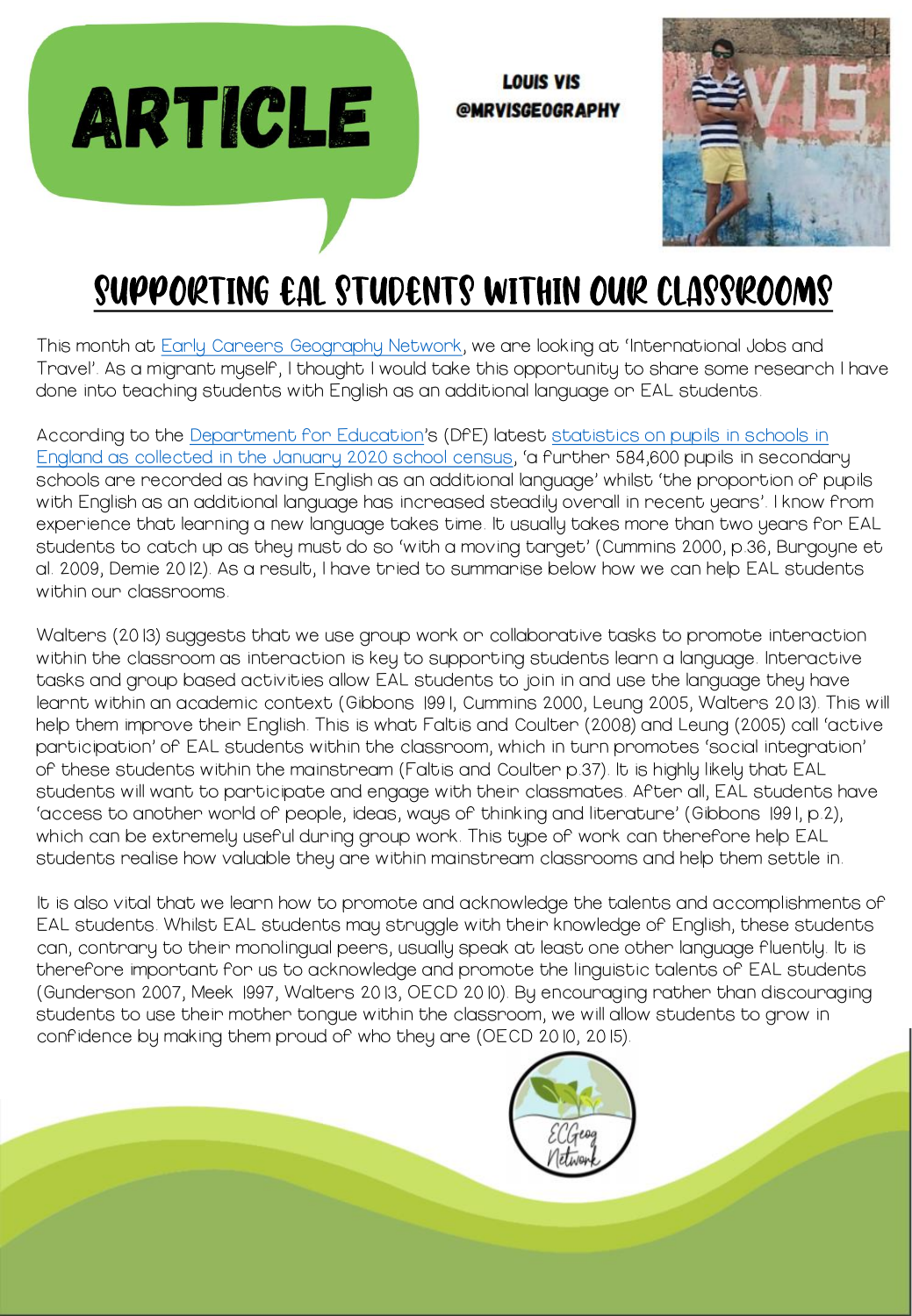# ARTICLE

**LOUIS VIS**
**@MRVISGEOGRAPHY**

## SUPPORTING EAL STUDENTS WITHIN OUR CLASSROOMS

This month at Early Careers Geography Network, we are looking at 'International Jobs and Travel'. As a migrant myself, I thought I would take this opportunity to share some research I have done into teaching students with English as an additional language or EAL students.

According to the Department for Education's (DfE) latest statistics on pupils in schools in England as collected in the January 2020 school census, 'a further 584,600 pupils in secondary schools are recorded as having English as an additional language' whilst 'the proportion of pupils with English as an additional language has increased steadily overall in recent years'. I know from experience that learning a new language takes time. It usually takes more than two years for EAL students to catch up as they must do so 'with a moving target' (Cummins 2000, p.36, Burgoyne et al. 2009, Demie 2012). As a result, I have tried to summarise below how we can help EAL students within our classrooms.

Walters (2013) suggests that we use group work or collaborative tasks to promote interaction within the classroom as interaction is key to supporting students learn a language. Interactive tasks and group based activities allow EAL students to join in and use the language they have learnt within an academic context (Gibbons 1991, Cummins 2000, Leung 2005, Walters 2013). This will help them improve their English. This is what Faltis and Coulter (2008) and Leung (2005) call 'active participation' of EAL students within the classroom, which in turn promotes 'social integration' of these students within the mainstream (Faltis and Coulter p.37). It is highly likely that EAL students will want to participate and engage with their classmates. After all, EAL students have 'access to another world of people, ideas, ways of thinking and literature' (Gibbons 1991, p.2), which can be extremely useful during group work. This type of work can therefore help EAL students realise how valuable they are within mainstream classrooms and help them settle in.

It is also vital that we learn how to promote and acknowledge the talents and accomplishments of EAL students. Whilst EAL students may struggle with their knowledge of English, these students can, contrary to their monolingual peers, usually speak at least one other language fluently. It is therefore important for us to acknowledge and promote the linguistic talents of EAL students (Gunderson 2007, Meek 1997, Walters 2013, OECD 2010). By encouraging rather than discouraging students to use their mother tongue within the classroom, we will allow students to grow in confidence by making them proud of who they are (OECD 2010, 2015).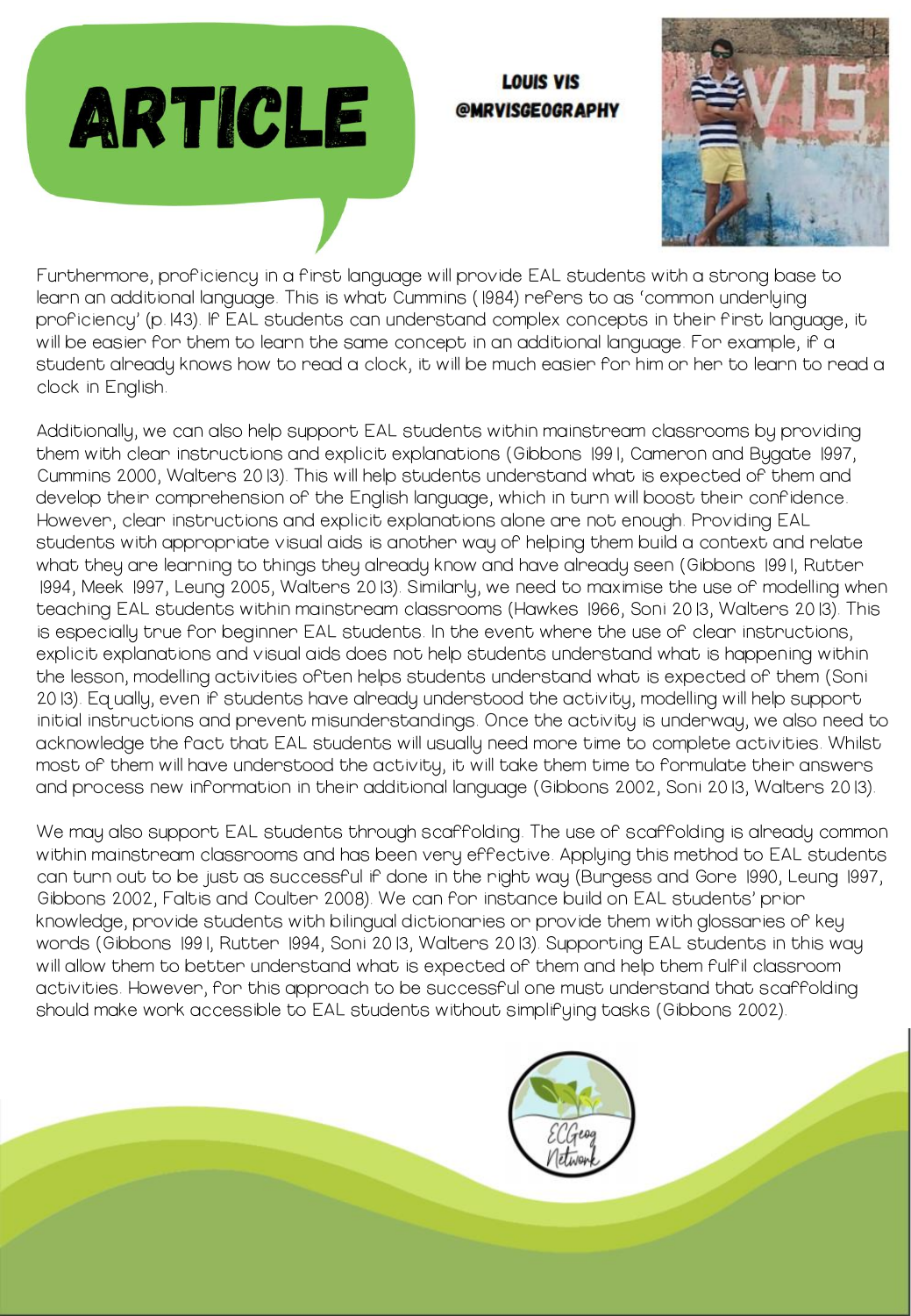# ARTICLE

**LOUIS VIS**
**@MRVISGEOGRAPHY**

Furthermore, proficiency in a first language will provide EAL students with a strong base to learn an additional language. This is what Cummins (1984) refers to as 'common underlying proficiency' (p. 143). If EAL students can understand complex concepts in their first language, it will be easier for them to learn the same concept in an additional language. For example, if a student already knows how to read a clock, it will be much easier for him or her to learn to read a clock in English.

Additionally, we can also help support EAL students within mainstream classrooms by providing them with clear instructions and explicit explanations (Gibbons 1991, Cameron and Bygate 1997, Cummins 2000, Walters 2013). This will help students understand what is expected of them and develop their comprehension of the English language, which in turn will boost their confidence. However, clear instructions and explicit explanations alone are not enough. Providing EAL students with appropriate visual aids is another way of helping them build a context and relate what they are learning to things they already know and have already seen (Gibbons 1991, Rutter 1994, Meek 1997, Leung 2005, Walters 2013). Similarly, we need to maximise the use of modelling when teaching EAL students within mainstream classrooms (Hawkes 1966, Soni 2013, Walters 2013). This is especially true for beginner EAL students. In the event where the use of clear instructions, explicit explanations and visual aids does not help students understand what is happening within the lesson, modelling activities often helps students understand what is expected of them (Soni 2013). Equally, even if students have already understood the activity, modelling will help support initial instructions and prevent misunderstandings. Once the activity is underway, we also need to acknowledge the fact that EAL students will usually need more time to complete activities. Whilst most of them will have understood the activity, it will take them time to formulate their answers and process new information in their additional language (Gibbons 2002, Soni 2013, Walters 2013).

We may also support EAL students through scaffolding. The use of scaffolding is already common within mainstream classrooms and has been very effective. Applying this method to EAL students can turn out to be just as successful if done in the right way (Burgess and Gore 1990, Leung 1997, Gibbons 2002, Faltis and Coulter 2008). We can for instance build on EAL students' prior knowledge, provide students with bilingual dictionaries or provide them with glossaries of key words (Gibbons 1991, Rutter 1994, Soni 2013, Walters 2013). Supporting EAL students in this way will allow them to better understand what is expected of them and help them fulfil classroom activities. However, for this approach to be successful one must understand that scaffolding should make work accessible to EAL students without simplifying tasks (Gibbons 2002).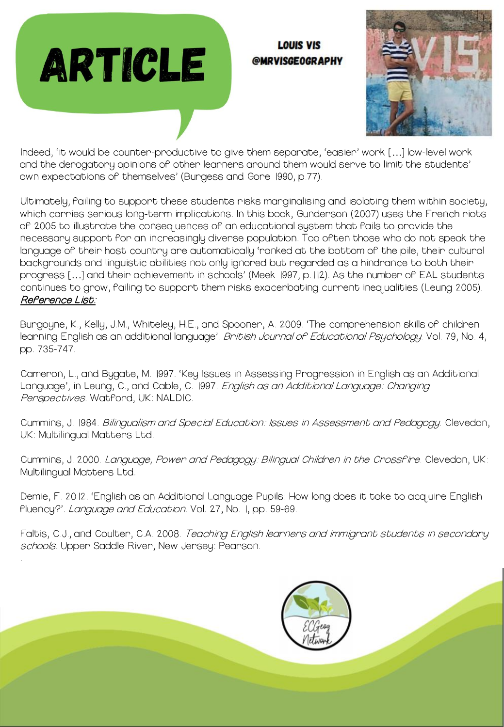# ARTICLE

**LOUIS VIS**
**@MRVISGEOGRAPHY**

Indeed, 'it would be counter-productive to give them separate, 'easier' work [...] low-level work and the derogatory opinions of other learners around them would serve to limit the students' own expectations of themselves' (Burgess and Gore 1990, p.77).

Ultimately, failing to support these students risks marginalising and isolating them within society, which carries serious long-term implications. In this book, Gunderson (2007) uses the French riots of 2005 to illustrate the consequences of an educational system that fails to provide the necessary support for an increasingly diverse population. Too often those who do not speak the language of their host country are automatically 'ranked at the bottom of the pile, their cultural backgrounds and linguistic abilities not only ignored but regarded as a hindrance to both their progress [...] and their achievement in schools' (Meek 1997, p.112). As the number of EAL students continues to grow, failing to support them risks exacerbating current inequalities (Leung 2005).

***Reference List:***

Burgoyne, K., Kelly, J.M., Whiteley, H.E., and Spooner, A. 2009. 'The comprehension skills of children learning English as an additional language'. *British Journal of Educational Psychology*. Vol. 79, No. 4, pp. 735-747.

Cameron, L., and Bygate, M. 1997. 'Key Issues in Assessing Progression in English as an Additional Language', in Leung, C., and Cable, C. 1997. *English as an Additional Language: Changing Perspectives*. Watford, UK: NALDIC.

Cummins, J. 1984. *Bilingualism and Special Education: Issues in Assessment and Pedagogy*. Clevedon, UK: Multilingual Matters Ltd.

Cummins, J. 2000. *Language, Power and Pedagogy: Bilingual Children in the Crossfire*. Clevedon, UK: Multilingual Matters Ltd.

Demie, F. 2012. 'English as an Additional Language Pupils: How long does it take to acquire English fluency?'. *Language and Education*. Vol. 27, No. 1, pp. 59-69.

Faltis, C.J., and Coulter, C.A. 2008. *Teaching English learners and immigrant students in secondary schools*. Upper Saddle River, New Jersey: Pearson.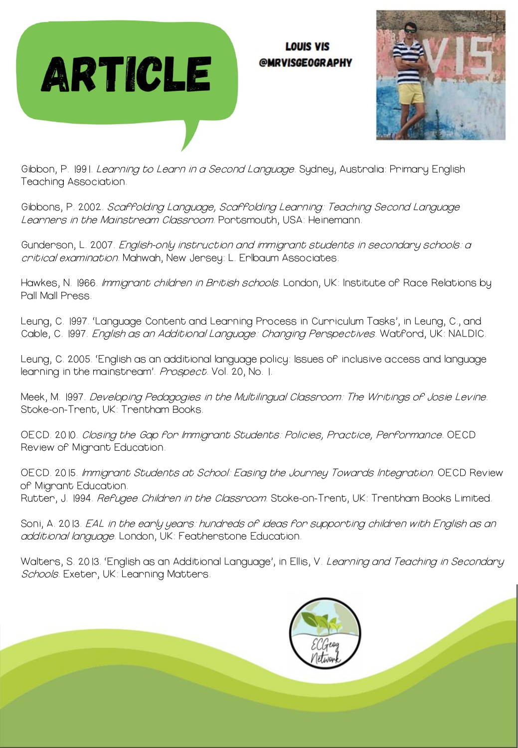# ARTICLE

**LOUIS VIS**
**@MRVISGEOGRAPHY**

Gibbon, P. 1991. *Learning to Learn in a Second Language*. Sydney, Australia: Primary English Teaching Association.

Gibbons, P. 2002. *Scaffolding Language, Scaffolding Learning: Teaching Second Language Learners in the Mainstream Classroom*. Portsmouth, USA: Heinemann.

Gunderson, L. 2007. *English-only instruction and immigrant students in secondary schools: a critical examination*. Mahwah, New Jersey: L. Erlbaum Associates.

Hawkes, N. 1966. *Immigrant children in British schools*. London, UK: Institute of Race Relations by Pall Mall Press.

Leung, C. 1997. 'Language Content and Learning Process in Curriculum Tasks', in Leung, C., and Cable, C. 1997. *English as an Additional Language: Changing Perspectives*. Watford, UK: NALDIC.

Leung, C. 2005. 'English as an additional language policy: Issues of inclusive access and language learning in the mainstream'. *Prospect*. Vol. 20, No. 1.

Meek, M. 1997. *Developing Pedagogies in the Multilingual Classroom: The Writings of Josie Levine*. Stoke-on-Trent, UK: Trentham Books.

OECD. 2010. *Closing the Gap for Immigrant Students: Policies, Practice, Performance*. OECD Review of Migrant Education.

OECD. 2015. *Immigrant Students at School: Easing the Journey Towards Integration*. OECD Review of Migrant Education.

Rutter, J. 1994. *Refugee Children in the Classroom*. Stoke-on-Trent, UK: Trentham Books Limited.

Soni, A. 2013. *EAL in the early years: hundreds of ideas for supporting children with English as an additional language*. London, UK: Featherstone Education.

Walters, S. 2013. 'English as an Additional Language', in Ellis, V. *Learning and Teaching in Secondary Schools*. Exeter, UK: Learning Matters.